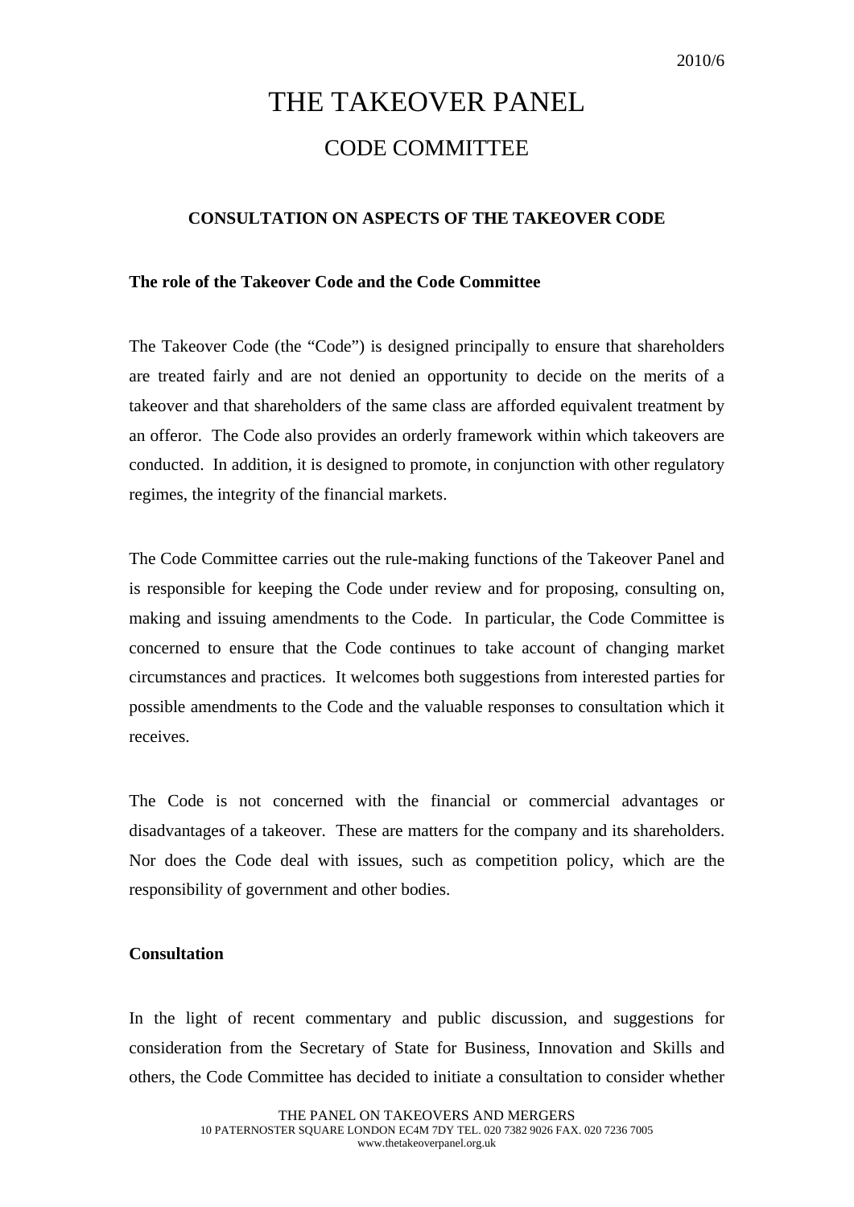2010/6

# THE TAKEOVER PANEL

## CODE COMMITTEE

### CONSULTATION ON ASPECTS OF THE TAKEOVER CODE

**The role of the Takeover Code and the Code Committee**

The Takeover Code (the "Code") is designed principally to ensure that shareholders are treated fairly and are not denied an opportunity to decide on the merits of a takeover and that shareholders of the same class are afforded equivalent treatment by an offeror. The Code also provides an orderly framework within which takeovers are conducted. In addition, it is designed to promote, in conjunction with other regulatory regimes, the integrity of the financial markets.

The Code Committee carries out the rule-making functions of the Takeover Panel and is responsible for keeping the Code under review and for proposing, consulting on, making and issuing amendments to the Code. In particular, the Code Committee is concerned to ensure that the Code continues to take account of changing market circumstances and practices. It welcomes both suggestions from interested parties for possible amendments to the Code and the valuable responses to consultation which it receives.

The Code is not concerned with the financial or commercial advantages or disadvantages of a takeover. These are matters for the company and its shareholders. Nor does the Code deal with issues, such as competition policy, which are the responsibility of government and other bodies.

**Consultation**

In the light of recent commentary and public discussion, and suggestions for consideration from the Secretary of State for Business, Innovation and Skills and others, the Code Committee has decided to initiate a consultation to consider whether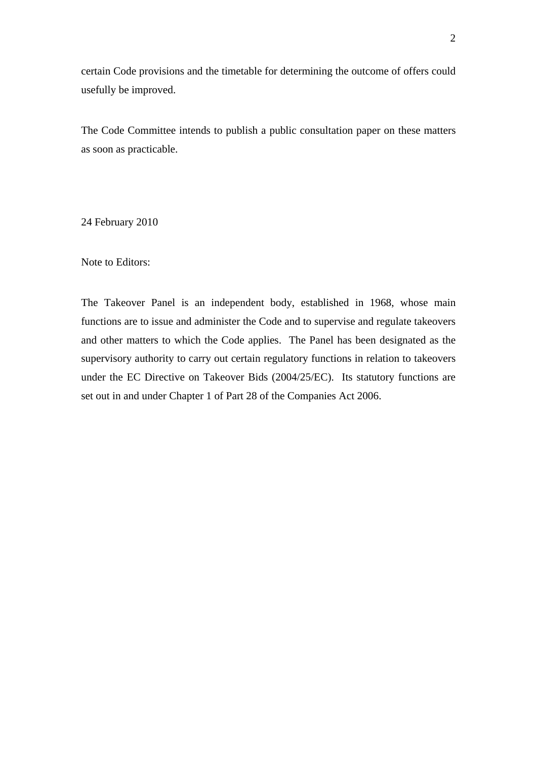certain Code provisions and the timetable for determining the outcome of offers could usefully be improved.

The Code Committee intends to publish a public consultation paper on these matters as soon as practicable.

24 February 2010

Note to Editors:

The Takeover Panel is an independent body, established in 1968, whose main functions are to issue and administer the Code and to supervise and regulate takeovers and other matters to which the Code applies. The Panel has been designated as the supervisory authority to carry out certain regulatory functions in relation to takeovers under the EC Directive on Takeover Bids (2004/25/EC). Its statutory functions are set out in and under Chapter 1 of Part 28 of the Companies Act 2006.